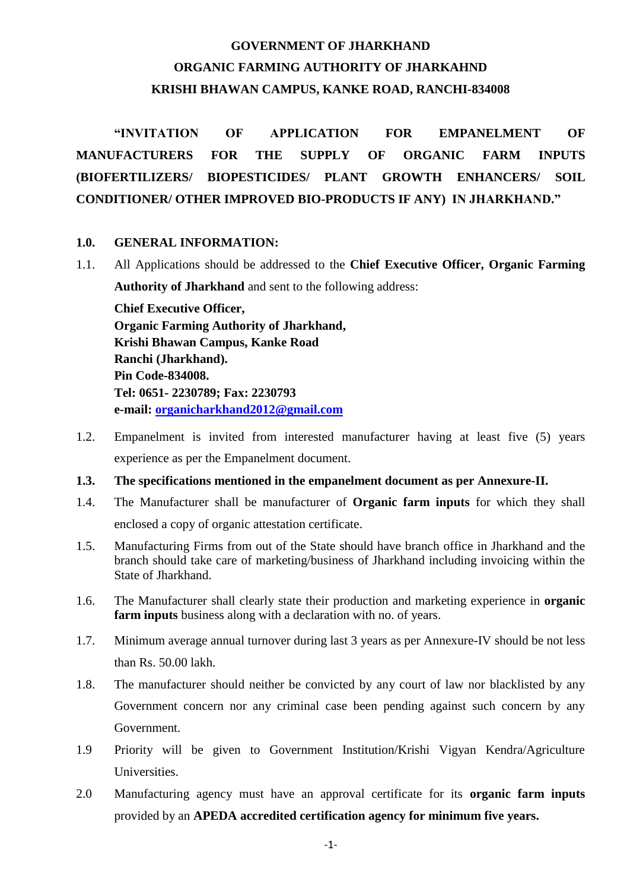**GOVERNMENT OF JHARKHAND**

**ORGANIC FARMING AUTHORITY OF JHARKAHND**

**KRISHI BHAWAN CAMPUS, KANKE ROAD, RANCHI-834008**

**"INVITATION OF APPLICATION FOR EMPANELMENT OF MANUFACTURERS FOR THE SUPPLY OF ORGANIC FARM INPUTS (BIOFERTILIZERS/ BIOPESTICIDES/ PLANT GROWTH ENHANCERS/ SOIL CONDITIONER/ OTHER IMPROVED BIO-PRODUCTS IF ANY) IN JHARKHAND."**

## 1.0. GENERAL INFORMATION:

1.1. All Applications should be addressed to the **Chief Executive Officer, Organic Farming Authority of Jharkhand** and sent to the following address:

**Chief Executive Officer,**
**Organic Farming Authority of Jharkhand,**
**Krishi Bhawan Campus, Kanke Road**
**Ranchi (Jharkhand).**
**Pin Code-834008.**
**Tel: 0651- 2230789; Fax: 2230793**
**e-mail: organicharkhand2012@gmail.com**

1.2. Empanelment is invited from interested manufacturer having at least five (5) years experience as per the Empanelment document.

**1.3. The specifications mentioned in the empanelment document as per Annexure-II.**

1.4. The Manufacturer shall be manufacturer of **Organic farm inputs** for which they shall enclosed a copy of organic attestation certificate.

1.5. Manufacturing Firms from out of the State should have branch office in Jharkhand and the branch should take care of marketing/business of Jharkhand including invoicing within the State of Jharkhand.

1.6. The Manufacturer shall clearly state their production and marketing experience in **organic farm inputs** business along with a declaration with no. of years.

1.7. Minimum average annual turnover during last 3 years as per Annexure-IV should be not less than Rs. 50.00 lakh.

1.8. The manufacturer should neither be convicted by any court of law nor blacklisted by any Government concern nor any criminal case been pending against such concern by any Government.

1.9 Priority will be given to Government Institution/Krishi Vigyan Kendra/Agriculture Universities.

2.0 Manufacturing agency must have an approval certificate for its **organic farm inputs** provided by an **APEDA accredited certification agency for minimum five years.**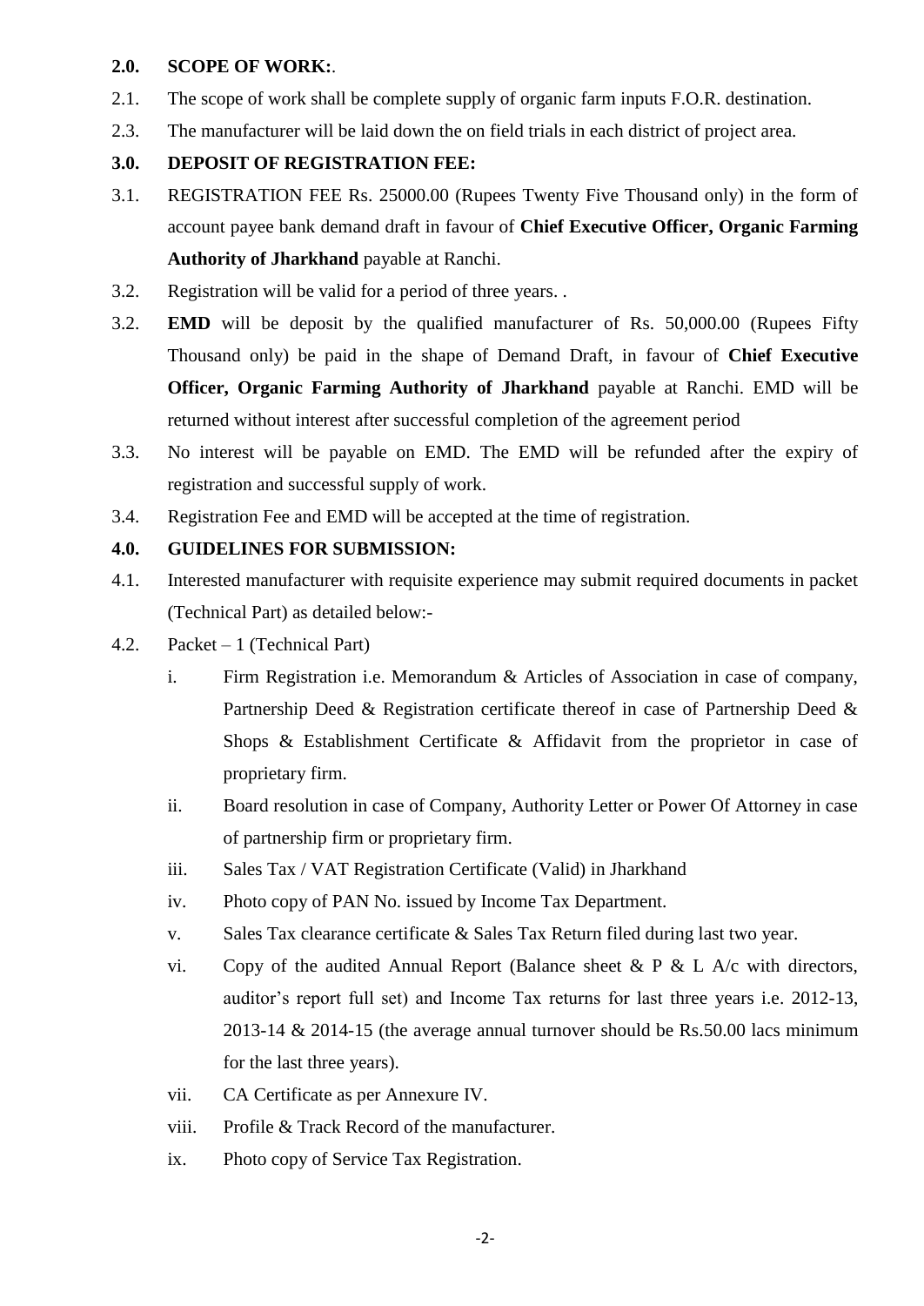**2.0. SCOPE OF WORK:**.

2.1. The scope of work shall be complete supply of organic farm inputs F.O.R. destination.

2.3. The manufacturer will be laid down the on field trials in each district of project area.

**3.0. DEPOSIT OF REGISTRATION FEE:**

3.1. REGISTRATION FEE Rs. 25000.00 (Rupees Twenty Five Thousand only) in the form of account payee bank demand draft in favour of **Chief Executive Officer, Organic Farming Authority of Jharkhand** payable at Ranchi.

3.2. Registration will be valid for a period of three years. .

3.2. **EMD** will be deposit by the qualified manufacturer of Rs. 50,000.00 (Rupees Fifty Thousand only) be paid in the shape of Demand Draft, in favour of **Chief Executive Officer, Organic Farming Authority of Jharkhand** payable at Ranchi. EMD will be returned without interest after successful completion of the agreement period

3.3. No interest will be payable on EMD. The EMD will be refunded after the expiry of registration and successful supply of work.

3.4. Registration Fee and EMD will be accepted at the time of registration.

**4.0. GUIDELINES FOR SUBMISSION:**

4.1. Interested manufacturer with requisite experience may submit required documents in packet (Technical Part) as detailed below:-

4.2. Packet – 1 (Technical Part)

i. Firm Registration i.e. Memorandum & Articles of Association in case of company, Partnership Deed & Registration certificate thereof in case of Partnership Deed & Shops & Establishment Certificate & Affidavit from the proprietor in case of proprietary firm.

ii. Board resolution in case of Company, Authority Letter or Power Of Attorney in case of partnership firm or proprietary firm.

iii. Sales Tax / VAT Registration Certificate (Valid) in Jharkhand

iv. Photo copy of PAN No. issued by Income Tax Department.

v. Sales Tax clearance certificate & Sales Tax Return filed during last two year.

vi. Copy of the audited Annual Report (Balance sheet & P & L A/c with directors, auditor's report full set) and Income Tax returns for last three years i.e. 2012-13, 2013-14 & 2014-15 (the average annual turnover should be Rs.50.00 lacs minimum for the last three years).

vii. CA Certificate as per Annexure IV.

viii. Profile & Track Record of the manufacturer.

ix. Photo copy of Service Tax Registration.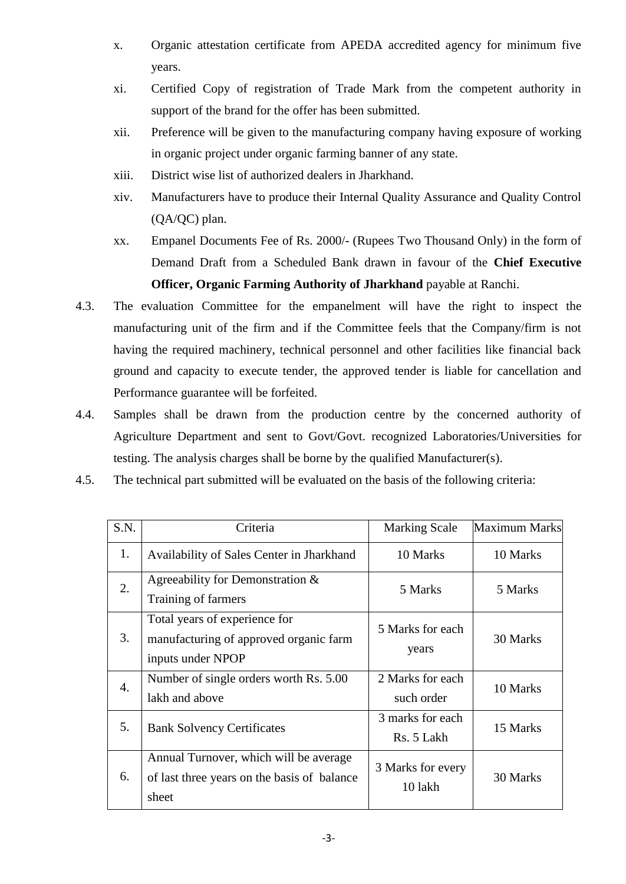x. Organic attestation certificate from APEDA accredited agency for minimum five years.

xi. Certified Copy of registration of Trade Mark from the competent authority in support of the brand for the offer has been submitted.

xii. Preference will be given to the manufacturing company having exposure of working in organic project under organic farming banner of any state.

xiii. District wise list of authorized dealers in Jharkhand.

xiv. Manufacturers have to produce their Internal Quality Assurance and Quality Control (QA/QC) plan.

xx. Empanel Documents Fee of Rs. 2000/- (Rupees Two Thousand Only) in the form of Demand Draft from a Scheduled Bank drawn in favour of the **Chief Executive Officer, Organic Farming Authority of Jharkhand** payable at Ranchi.

4.3. The evaluation Committee for the empanelment will have the right to inspect the manufacturing unit of the firm and if the Committee feels that the Company/firm is not having the required machinery, technical personnel and other facilities like financial back ground and capacity to execute tender, the approved tender is liable for cancellation and Performance guarantee will be forfeited.

4.4. Samples shall be drawn from the production centre by the concerned authority of Agriculture Department and sent to Govt/Govt. recognized Laboratories/Universities for testing. The analysis charges shall be borne by the qualified Manufacturer(s).

4.5. The technical part submitted will be evaluated on the basis of the following criteria:

| S.N. | Criteria | Marking Scale | Maximum Marks |
|---|---|---|---|
| 1. | Availability of Sales Center in Jharkhand | 10 Marks | 10 Marks |
| 2. | Agreeability for Demonstration & Training of farmers | 5 Marks | 5 Marks |
| 3. | Total years of experience for manufacturing of approved organic farm inputs under NPOP | 5 Marks for each years | 30 Marks |
| 4. | Number of single orders worth Rs. 5.00 lakh and above | 2 Marks for each such order | 10 Marks |
| 5. | Bank Solvency Certificates | 3 marks for each Rs. 5 Lakh | 15 Marks |
| 6. | Annual Turnover, which will be average of last three years on the basis of balance sheet | 3 Marks for every 10 lakh | 30 Marks |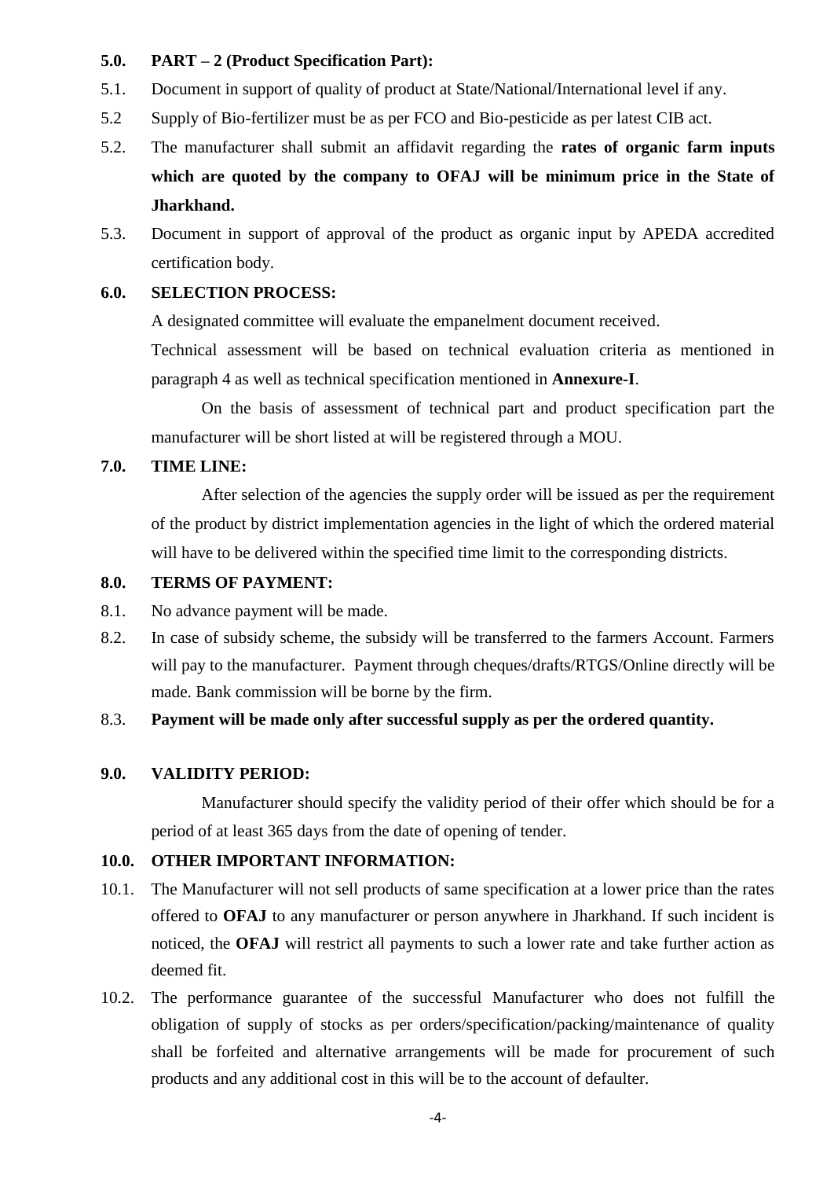**5.0. PART – 2 (Product Specification Part):**

5.1. Document in support of quality of product at State/National/International level if any.

5.2 Supply of Bio-fertilizer must be as per FCO and Bio-pesticide as per latest CIB act.

5.2. The manufacturer shall submit an affidavit regarding the **rates of organic farm inputs which are quoted by the company to OFAJ will be minimum price in the State of Jharkhand.**

5.3. Document in support of approval of the product as organic input by APEDA accredited certification body.

**6.0. SELECTION PROCESS:**

A designated committee will evaluate the empanelment document received.

Technical assessment will be based on technical evaluation criteria as mentioned in paragraph 4 as well as technical specification mentioned in **Annexure-I**.

On the basis of assessment of technical part and product specification part the manufacturer will be short listed at will be registered through a MOU.

**7.0. TIME LINE:**

After selection of the agencies the supply order will be issued as per the requirement of the product by district implementation agencies in the light of which the ordered material will have to be delivered within the specified time limit to the corresponding districts.

**8.0. TERMS OF PAYMENT:**

8.1. No advance payment will be made.

8.2. In case of subsidy scheme, the subsidy will be transferred to the farmers Account. Farmers will pay to the manufacturer. Payment through cheques/drafts/RTGS/Online directly will be made. Bank commission will be borne by the firm.

8.3. **Payment will be made only after successful supply as per the ordered quantity.**

**9.0. VALIDITY PERIOD:**

Manufacturer should specify the validity period of their offer which should be for a period of at least 365 days from the date of opening of tender.

**10.0. OTHER IMPORTANT INFORMATION:**

10.1. The Manufacturer will not sell products of same specification at a lower price than the rates offered to **OFAJ** to any manufacturer or person anywhere in Jharkhand. If such incident is noticed, the **OFAJ** will restrict all payments to such a lower rate and take further action as deemed fit.

10.2. The performance guarantee of the successful Manufacturer who does not fulfill the obligation of supply of stocks as per orders/specification/packing/maintenance of quality shall be forfeited and alternative arrangements will be made for procurement of such products and any additional cost in this will be to the account of defaulter.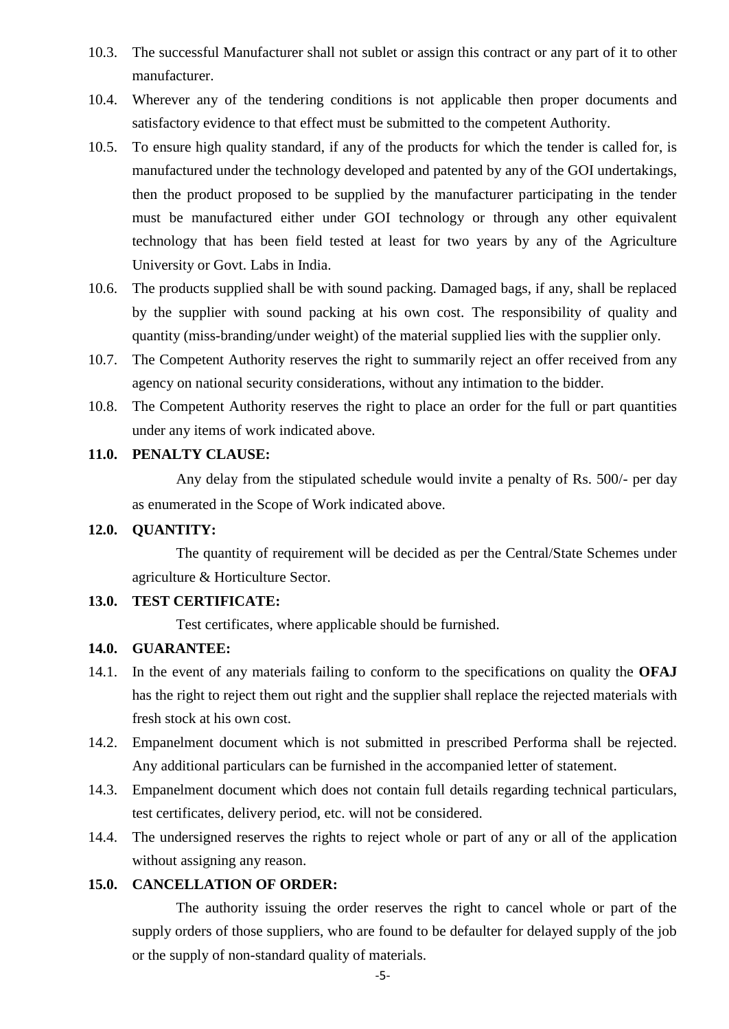10.3. The successful Manufacturer shall not sublet or assign this contract or any part of it to other manufacturer.

10.4. Wherever any of the tendering conditions is not applicable then proper documents and satisfactory evidence to that effect must be submitted to the competent Authority.

10.5. To ensure high quality standard, if any of the products for which the tender is called for, is manufactured under the technology developed and patented by any of the GOI undertakings, then the product proposed to be supplied by the manufacturer participating in the tender must be manufactured either under GOI technology or through any other equivalent technology that has been field tested at least for two years by any of the Agriculture University or Govt. Labs in India.

10.6. The products supplied shall be with sound packing. Damaged bags, if any, shall be replaced by the supplier with sound packing at his own cost. The responsibility of quality and quantity (miss-branding/under weight) of the material supplied lies with the supplier only.

10.7. The Competent Authority reserves the right to summarily reject an offer received from any agency on national security considerations, without any intimation to the bidder.

10.8. The Competent Authority reserves the right to place an order for the full or part quantities under any items of work indicated above.

**11.0. PENALTY CLAUSE:**

Any delay from the stipulated schedule would invite a penalty of Rs. 500/- per day as enumerated in the Scope of Work indicated above.

**12.0. QUANTITY:**

The quantity of requirement will be decided as per the Central/State Schemes under agriculture & Horticulture Sector.

**13.0. TEST CERTIFICATE:**

Test certificates, where applicable should be furnished.

**14.0. GUARANTEE:**

14.1. In the event of any materials failing to conform to the specifications on quality the **OFAJ** has the right to reject them out right and the supplier shall replace the rejected materials with fresh stock at his own cost.

14.2. Empanelment document which is not submitted in prescribed Performa shall be rejected. Any additional particulars can be furnished in the accompanied letter of statement.

14.3. Empanelment document which does not contain full details regarding technical particulars, test certificates, delivery period, etc. will not be considered.

14.4. The undersigned reserves the rights to reject whole or part of any or all of the application without assigning any reason.

**15.0. CANCELLATION OF ORDER:**

The authority issuing the order reserves the right to cancel whole or part of the supply orders of those suppliers, who are found to be defaulter for delayed supply of the job or the supply of non-standard quality of materials.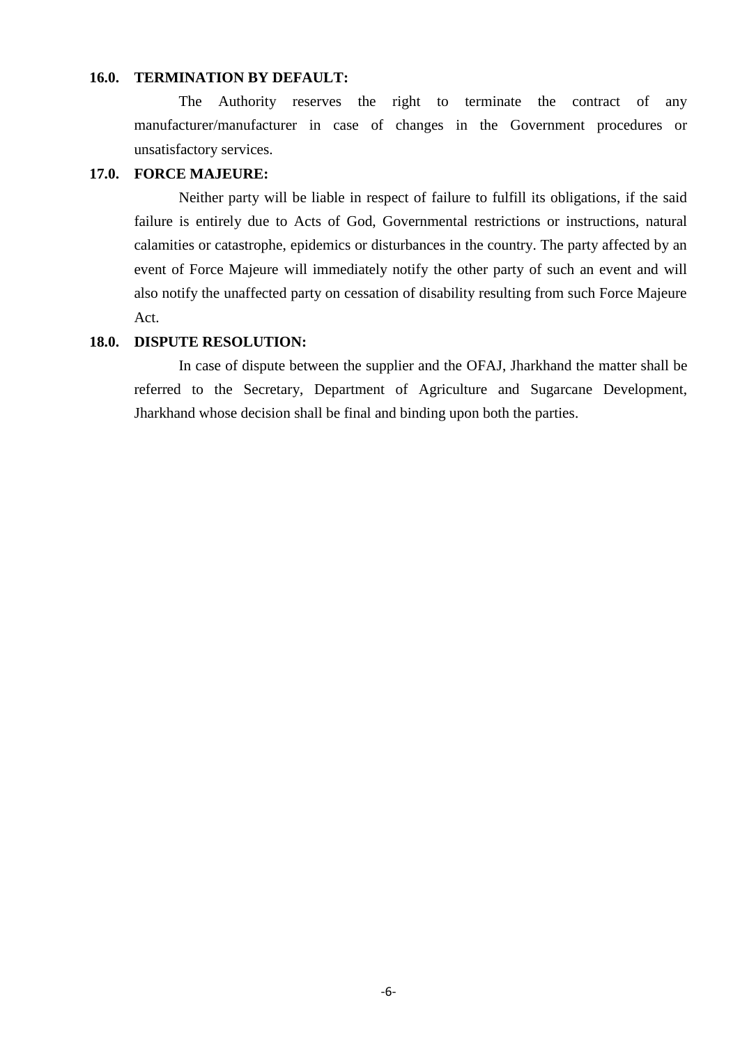**16.0. TERMINATION BY DEFAULT:**

The Authority reserves the right to terminate the contract of any manufacturer/manufacturer in case of changes in the Government procedures or unsatisfactory services.

**17.0. FORCE MAJEURE:**

Neither party will be liable in respect of failure to fulfill its obligations, if the said failure is entirely due to Acts of God, Governmental restrictions or instructions, natural calamities or catastrophe, epidemics or disturbances in the country. The party affected by an event of Force Majeure will immediately notify the other party of such an event and will also notify the unaffected party on cessation of disability resulting from such Force Majeure Act.

**18.0. DISPUTE RESOLUTION:**

In case of dispute between the supplier and the OFAJ, Jharkhand the matter shall be referred to the Secretary, Department of Agriculture and Sugarcane Development, Jharkhand whose decision shall be final and binding upon both the parties.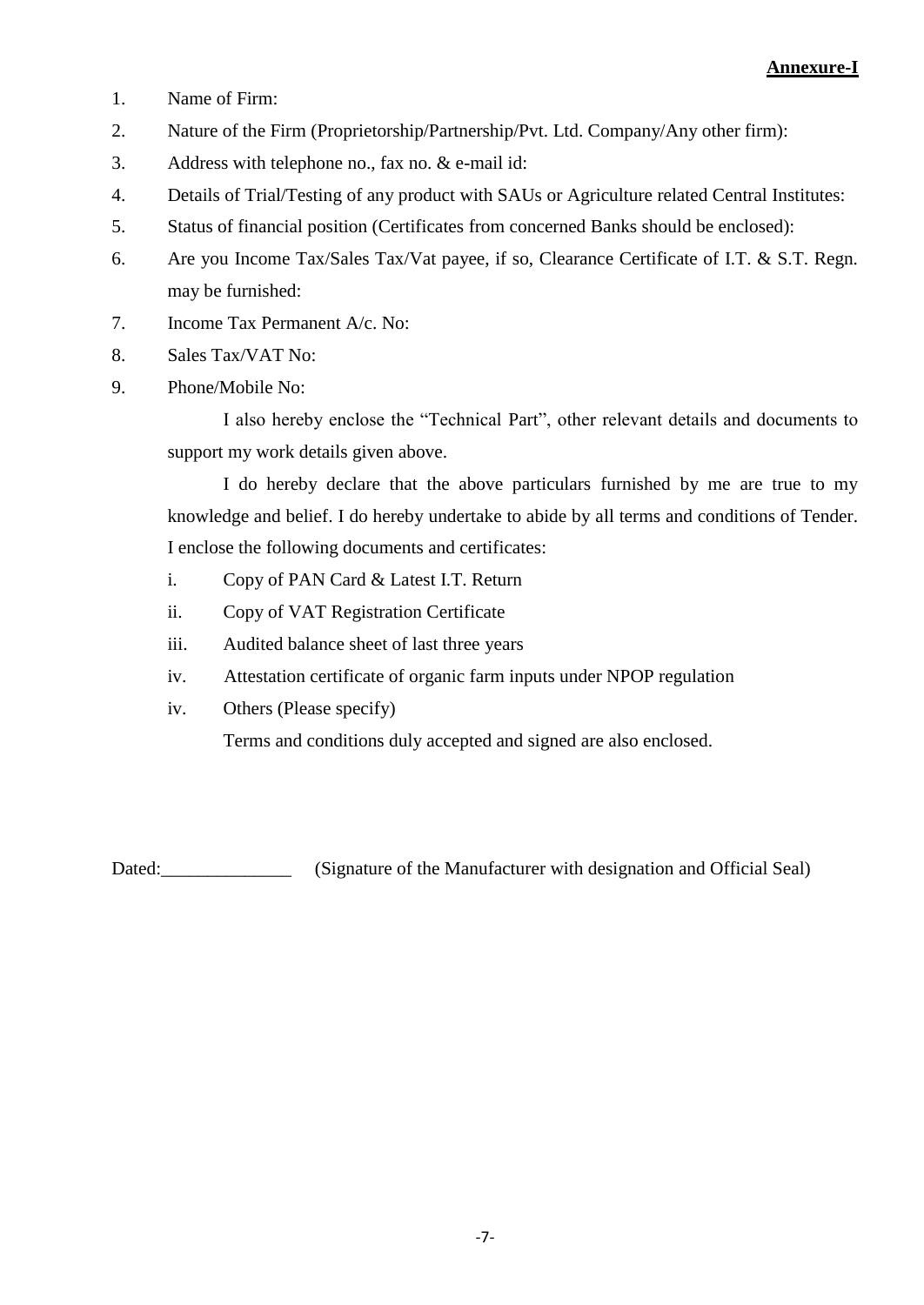**Annexure-I**

1. Name of Firm:
2. Nature of the Firm (Proprietorship/Partnership/Pvt. Ltd. Company/Any other firm):
3. Address with telephone no., fax no. & e-mail id:
4. Details of Trial/Testing of any product with SAUs or Agriculture related Central Institutes:
5. Status of financial position (Certificates from concerned Banks should be enclosed):
6. Are you Income Tax/Sales Tax/Vat payee, if so, Clearance Certificate of I.T. & S.T. Regn. may be furnished:
7. Income Tax Permanent A/c. No:
8. Sales Tax/VAT No:
9. Phone/Mobile No:

I also hereby enclose the "Technical Part", other relevant details and documents to support my work details given above.

I do hereby declare that the above particulars furnished by me are true to my knowledge and belief. I do hereby undertake to abide by all terms and conditions of Tender. I enclose the following documents and certificates:

i. Copy of PAN Card & Latest I.T. Return
ii. Copy of VAT Registration Certificate
iii. Audited balance sheet of last three years
iv. Attestation certificate of organic farm inputs under NPOP regulation
iv. Others (Please specify)

Terms and conditions duly accepted and signed are also enclosed.

Dated:______________ (Signature of the Manufacturer with designation and Official Seal)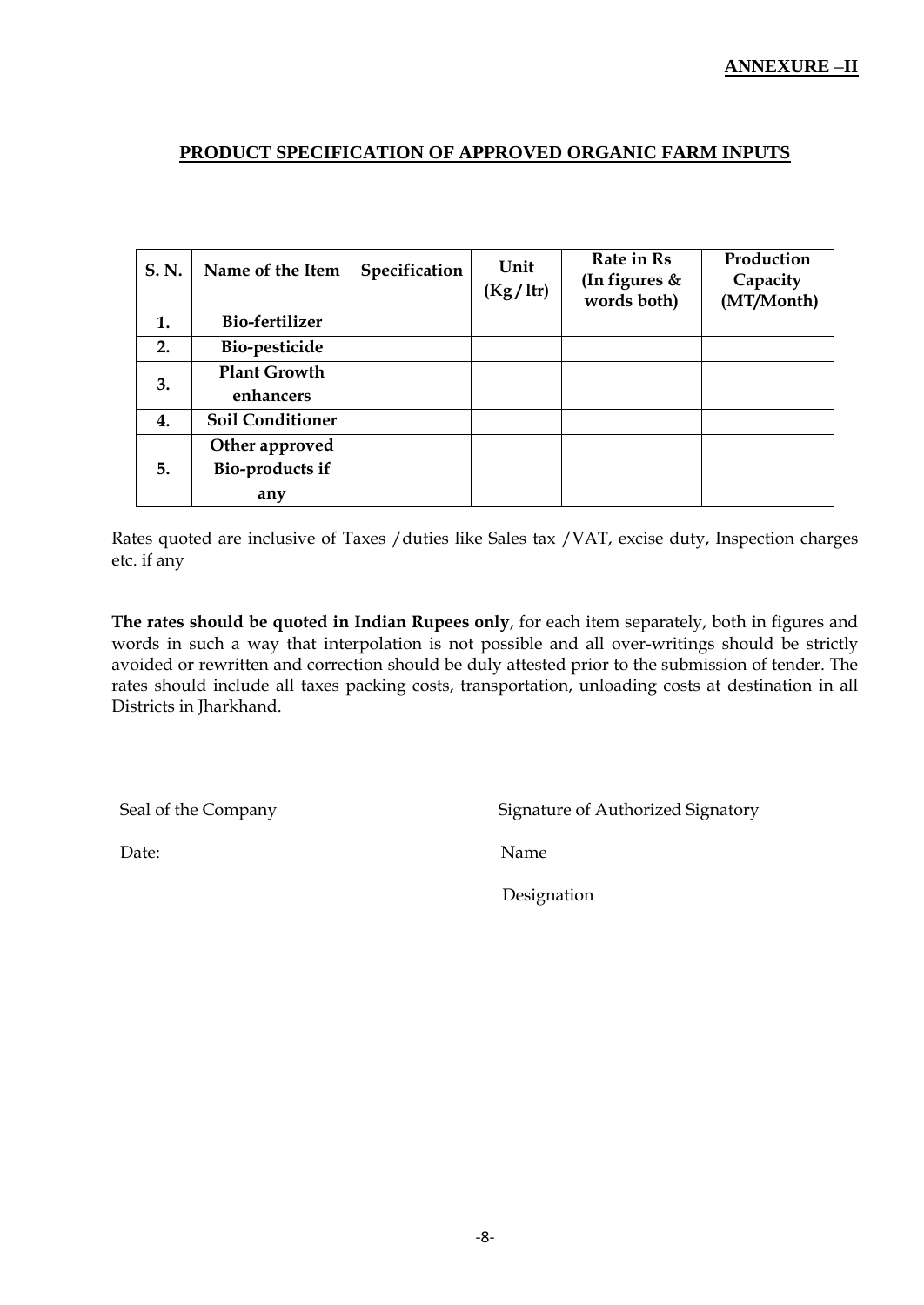**ANNEXURE –II**

## PRODUCT SPECIFICATION OF APPROVED ORGANIC FARM INPUTS

| S. N. | Name of the Item | Specification | Unit (Kg/ltr) | Rate in Rs (In figures & words both) | Production Capacity (MT/Month) |
|---|---|---|---|---|---|
| 1. | Bio-fertilizer | | | | |
| 2. | Bio-pesticide | | | | |
| 3. | Plant Growth enhancers | | | | |
| 4. | Soil Conditioner | | | | |
| 5. | Other approved Bio-products if any | | | | |

Rates quoted are inclusive of Taxes /duties like Sales tax /VAT, excise duty, Inspection charges etc. if any

**The rates should be quoted in Indian Rupees only**, for each item separately, both in figures and words in such a way that interpolation is not possible and all over-writings should be strictly avoided or rewritten and correction should be duly attested prior to the submission of tender. The rates should include all taxes packing costs, transportation, unloading costs at destination in all Districts in Jharkhand.

Seal of the Company　　　　　　　　　　Signature of Authorized Signatory

Date:　　　　　　　　　　　　　　　　　Name

Designation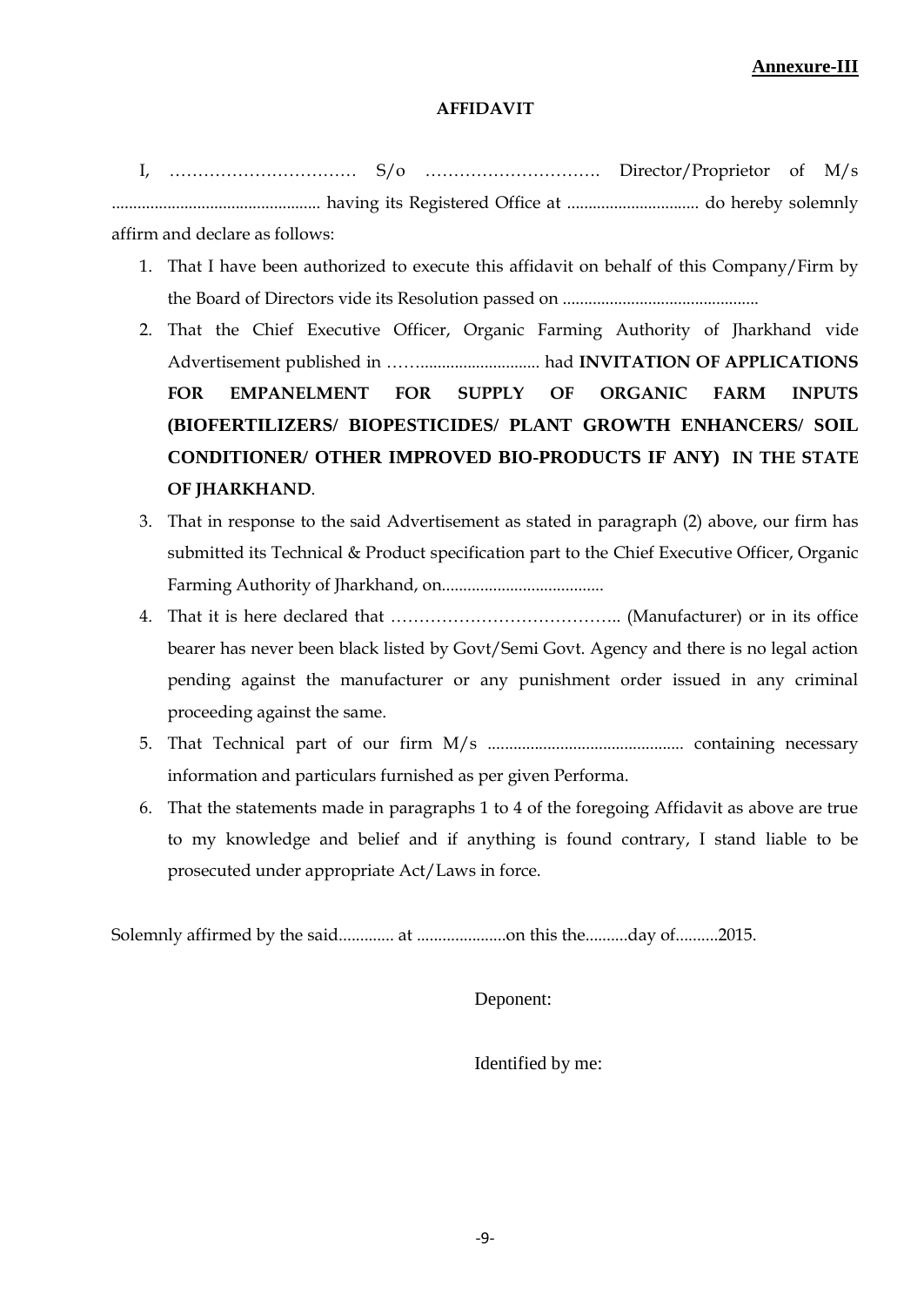**Annexure-III**

# AFFIDAVIT

I, …………………………… S/o …………………………. Director/Proprietor of M/s ................................................ having its Registered Office at .............................. do hereby solemnly affirm and declare as follows:

1. That I have been authorized to execute this affidavit on behalf of this Company/Firm by the Board of Directors vide its Resolution passed on .............................................
2. That the Chief Executive Officer, Organic Farming Authority of Jharkhand vide Advertisement published in ……........................... had **INVITATION OF APPLICATIONS FOR EMPANELMENT FOR SUPPLY OF ORGANIC FARM INPUTS (BIOFERTILIZERS/ BIOPESTICIDES/ PLANT GROWTH ENHANCERS/ SOIL CONDITIONER/ OTHER IMPROVED BIO-PRODUCTS IF ANY) IN THE STATE OF JHARKHAND**.
3. That in response to the said Advertisement as stated in paragraph (2) above, our firm has submitted its Technical & Product specification part to the Chief Executive Officer, Organic Farming Authority of Jharkhand, on.....................................
4. That it is here declared that ………………………………….. (Manufacturer) or in its office bearer has never been black listed by Govt/Semi Govt. Agency and there is no legal action pending against the manufacturer or any punishment order issued in any criminal proceeding against the same.
5. That Technical part of our firm M/s ............................................. containing necessary information and particulars furnished as per given Performa.
6. That the statements made in paragraphs 1 to 4 of the foregoing Affidavit as above are true to my knowledge and belief and if anything is found contrary, I stand liable to be prosecuted under appropriate Act/Laws in force.

Solemnly affirmed by the said............. at .....................on this the..........day of..........2015.

Deponent:

Identified by me: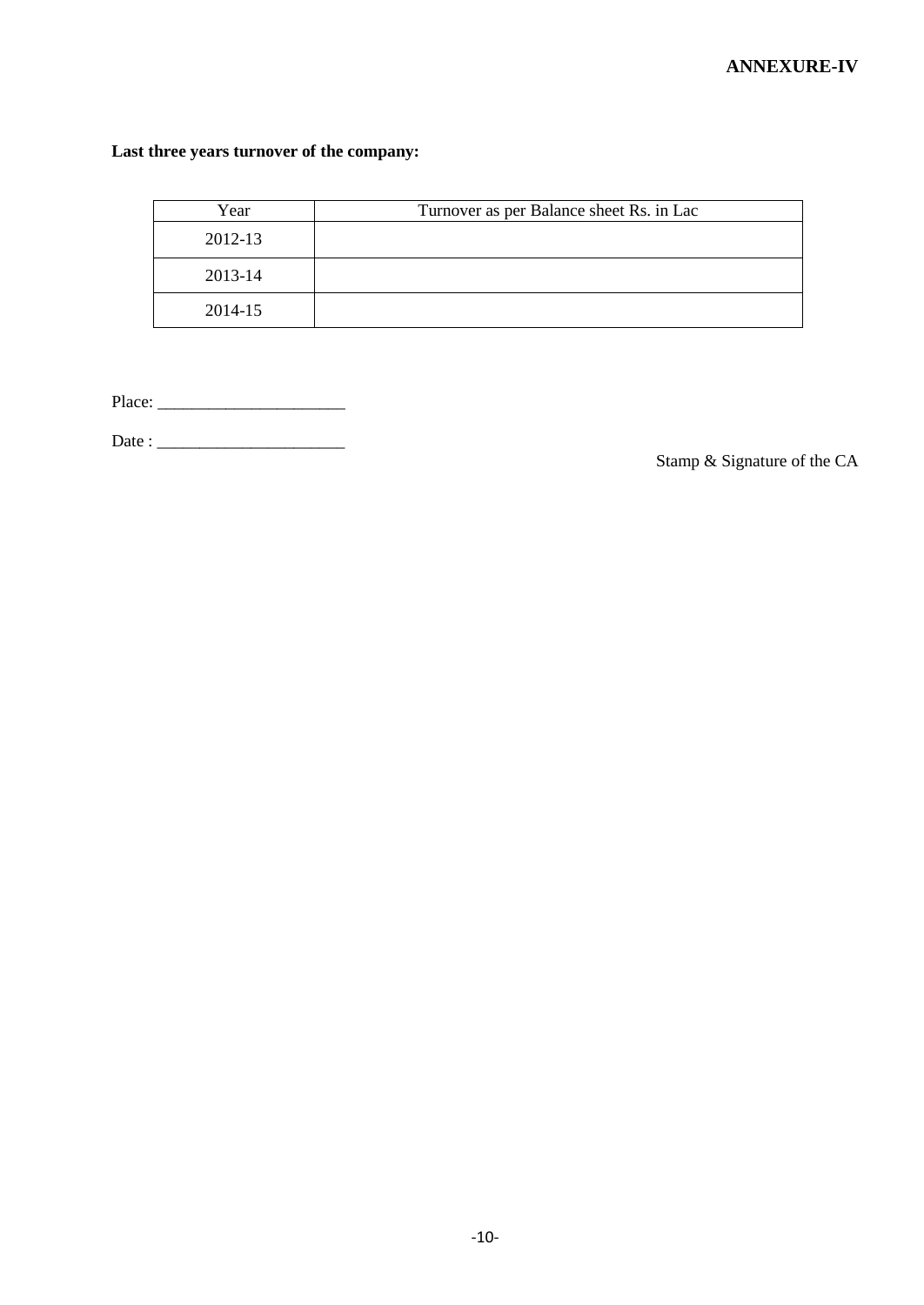**ANNEXURE-IV**

**Last three years turnover of the company:**

| Year | Turnover as per Balance sheet Rs. in Lac |
|---|---|
| 2012-13 | |
| 2013-14 | |
| 2014-15 | |

Place: _____________________

Date : ______________________

Stamp & Signature of the CA